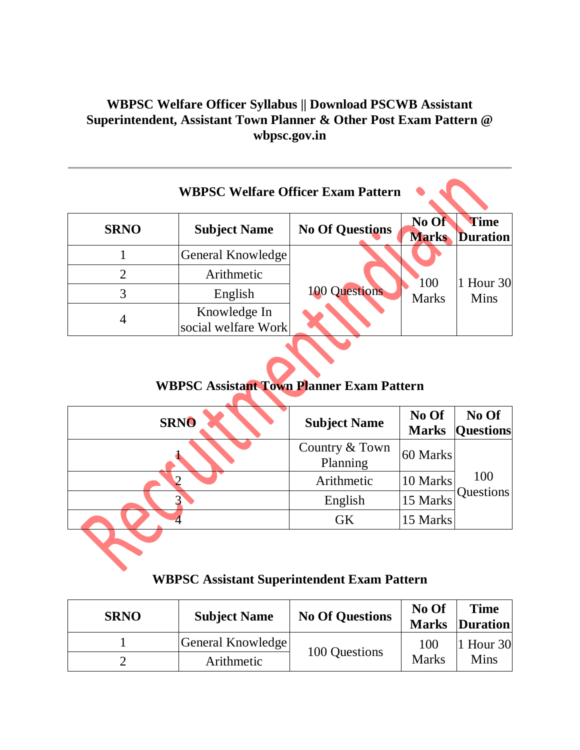# WBPSC Welfare Officer Syllabus || Download PSCWB Assistant Superintendent, Assistant Town Planner & Other Post Exam Pattern @ wbpsc.gov.in

---

### WBPSC Welfare Officer Exam Pattern

| SRNO | Subject Name | No Of Questions | No Of Marks | Time Duration |
|---|---|---|---|---|
| 1 | General Knowledge | 100 Questions | 100 Marks | 1 Hour 30 Mins |
| 2 | Arithmetic | | | |
| 3 | English | | | |
| 4 | Knowledge In social welfare Work | | | |

### WBPSC Assistant Town Planner Exam Pattern

| SRNO | Subject Name | No Of Marks | No Of Questions |
|---|---|---|---|
| 1 | Country & Town Planning | 60 Marks | 100 Questions |
| 2 | Arithmetic | 10 Marks | |
| 3 | English | 15 Marks | |
| 4 | GK | 15 Marks | |

### WBPSC Assistant Superintendent Exam Pattern

| SRNO | Subject Name | No Of Questions | No Of Marks | Time Duration |
|---|---|---|---|---|
| 1 | General Knowledge | 100 Questions | 100 Marks | 1 Hour 30 Mins |
| 2 | Arithmetic | | | |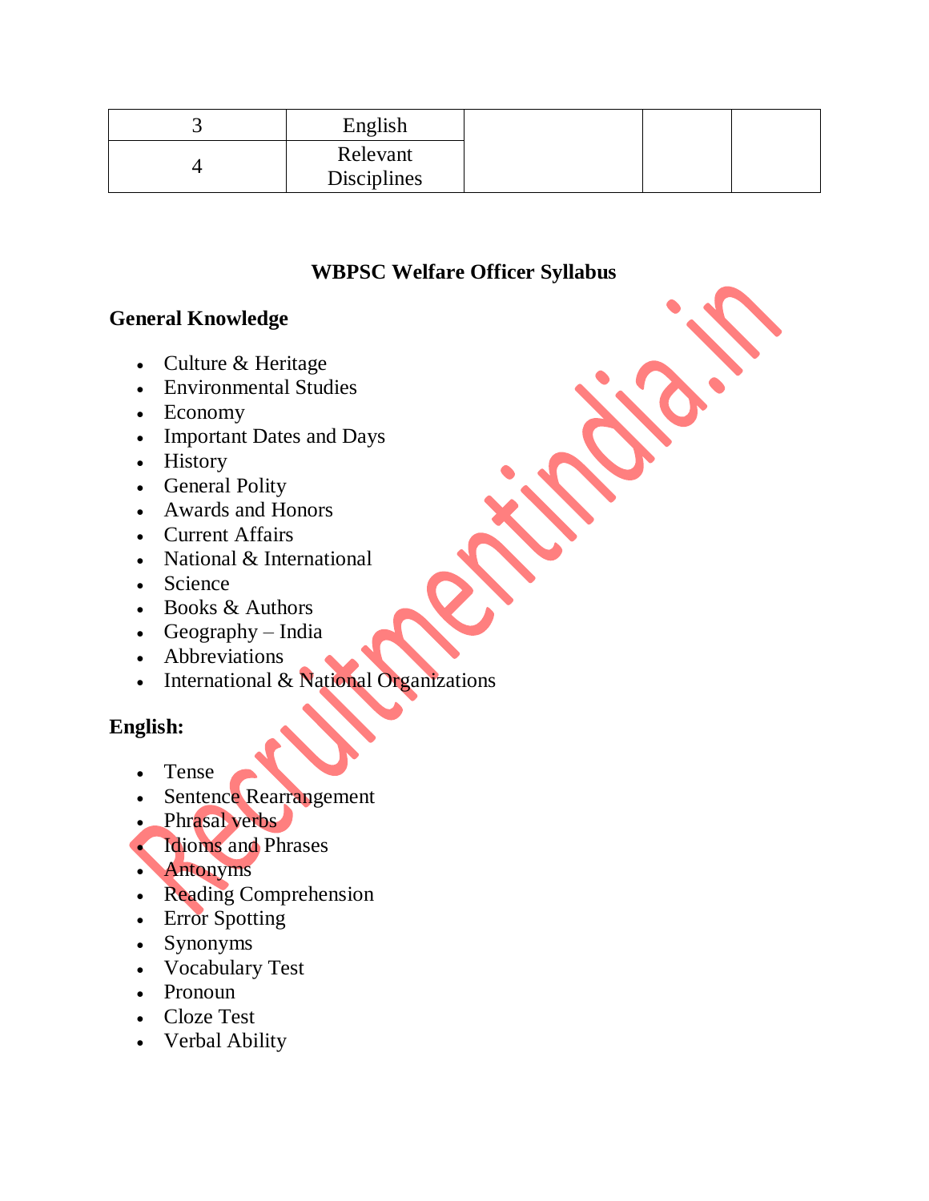| 3 | English | | | |
|---|---|---|---|---|
| 4 | Relevant Disciplines | | | |

## WBPSC Welfare Officer Syllabus

### General Knowledge

- Culture & Heritage
- Environmental Studies
- Economy
- Important Dates and Days
- History
- General Polity
- Awards and Honors
- Current Affairs
- National & International
- Science
- Books & Authors
- Geography – India
- Abbreviations
- International & National Organizations

### English:

- Tense
- Sentence Rearrangement
- Phrasal verbs
- Idioms and Phrases
- Antonyms
- Reading Comprehension
- Error Spotting
- Synonyms
- Vocabulary Test
- Pronoun
- Cloze Test
- Verbal Ability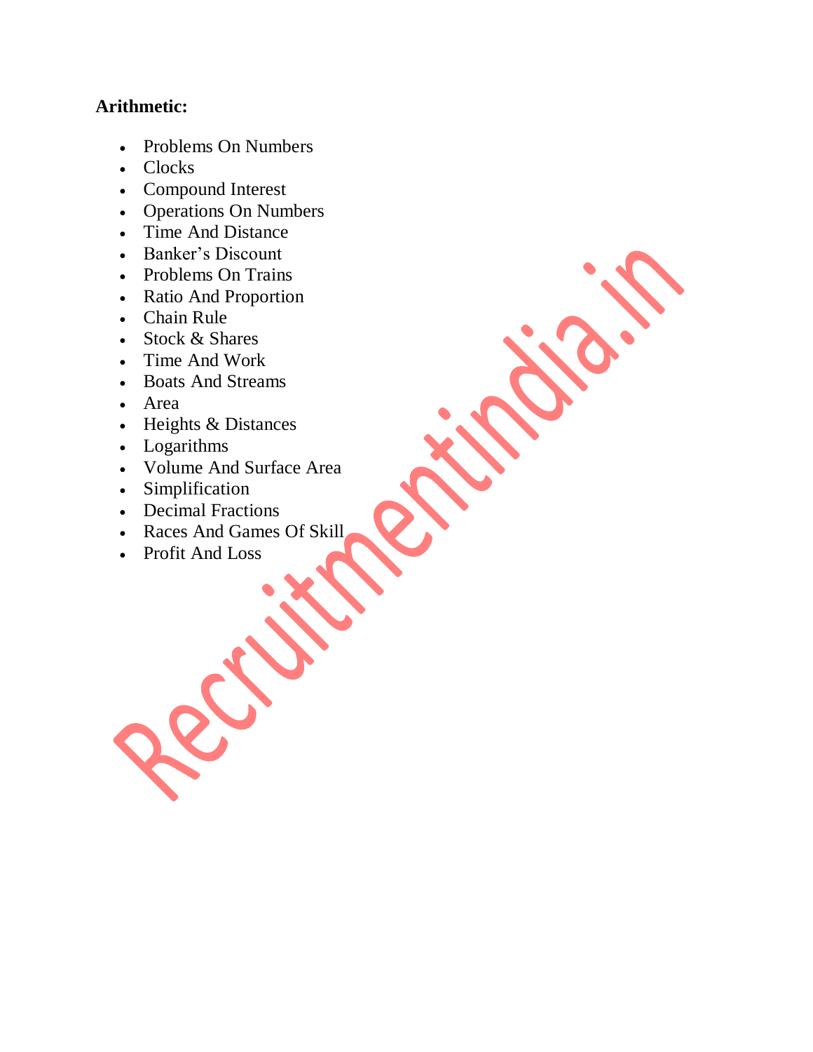**Arithmetic:**

- Problems On Numbers
- Clocks
- Compound Interest
- Operations On Numbers
- Time And Distance
- Banker’s Discount
- Problems On Trains
- Ratio And Proportion
- Chain Rule
- Stock & Shares
- Time And Work
- Boats And Streams
- Area
- Heights & Distances
- Logarithms
- Volume And Surface Area
- Simplification
- Decimal Fractions
- Races And Games Of Skill
- Profit And Loss